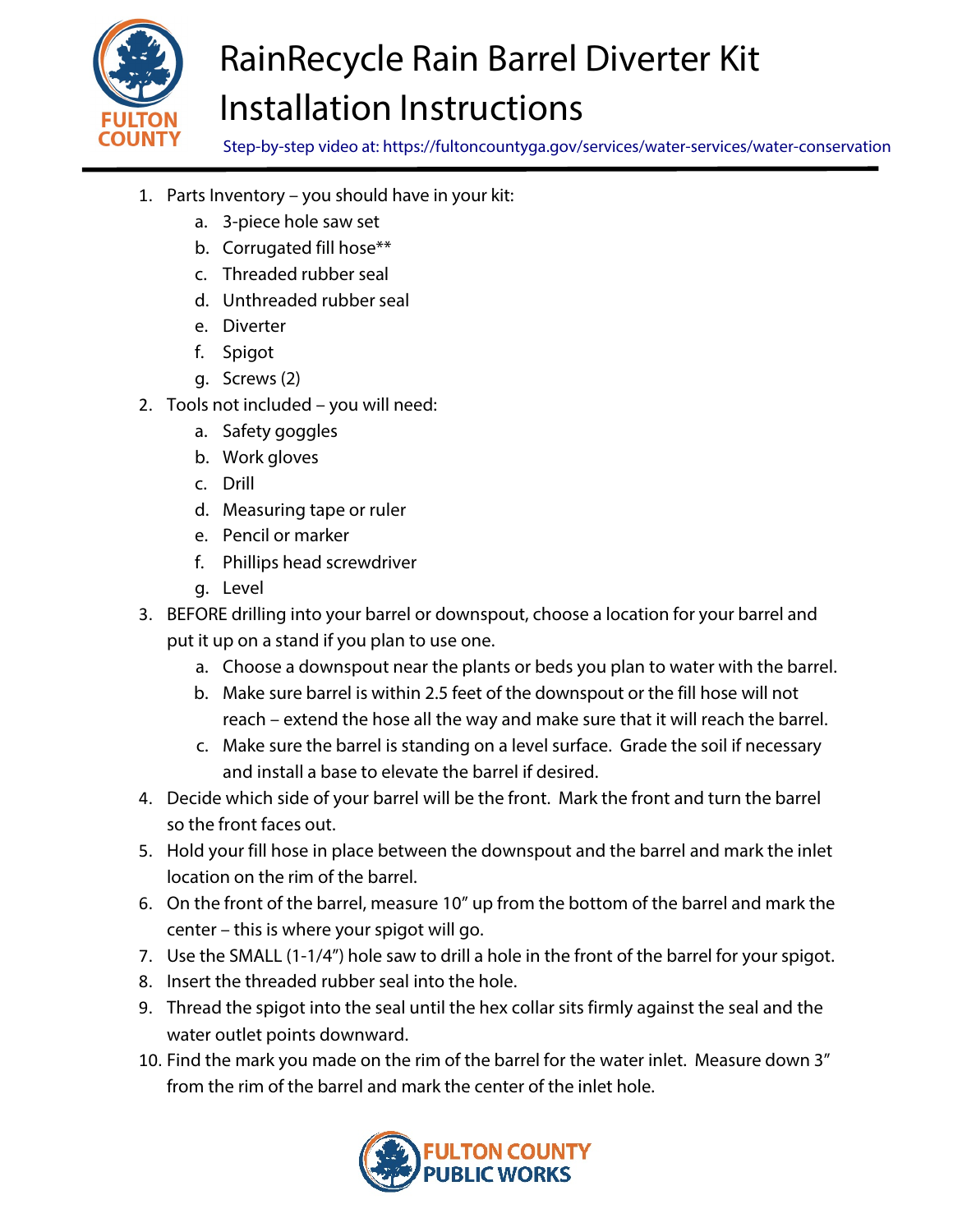# RainRecycle Rain Barrel Diverter Kit Installation Instructions

Step-by-step video at: https://fultoncountyga.gov/services/water-services/water-conservation

1. Parts Inventory – you should have in your kit:
   a. 3-piece hole saw set
   b. Corrugated fill hose**
   c. Threaded rubber seal
   d. Unthreaded rubber seal
   e. Diverter
   f. Spigot
   g. Screws (2)
2. Tools not included – you will need:
   a. Safety goggles
   b. Work gloves
   c. Drill
   d. Measuring tape or ruler
   e. Pencil or marker
   f. Phillips head screwdriver
   g. Level
3. BEFORE drilling into your barrel or downspout, choose a location for your barrel and put it up on a stand if you plan to use one.
   a. Choose a downspout near the plants or beds you plan to water with the barrel.
   b. Make sure barrel is within 2.5 feet of the downspout or the fill hose will not reach – extend the hose all the way and make sure that it will reach the barrel.
   c. Make sure the barrel is standing on a level surface. Grade the soil if necessary and install a base to elevate the barrel if desired.
4. Decide which side of your barrel will be the front. Mark the front and turn the barrel so the front faces out.
5. Hold your fill hose in place between the downspout and the barrel and mark the inlet location on the rim of the barrel.
6. On the front of the barrel, measure 10" up from the bottom of the barrel and mark the center – this is where your spigot will go.
7. Use the SMALL (1-1/4") hole saw to drill a hole in the front of the barrel for your spigot.
8. Insert the threaded rubber seal into the hole.
9. Thread the spigot into the seal until the hex collar sits firmly against the seal and the water outlet points downward.
10. Find the mark you made on the rim of the barrel for the water inlet. Measure down 3" from the rim of the barrel and mark the center of the inlet hole.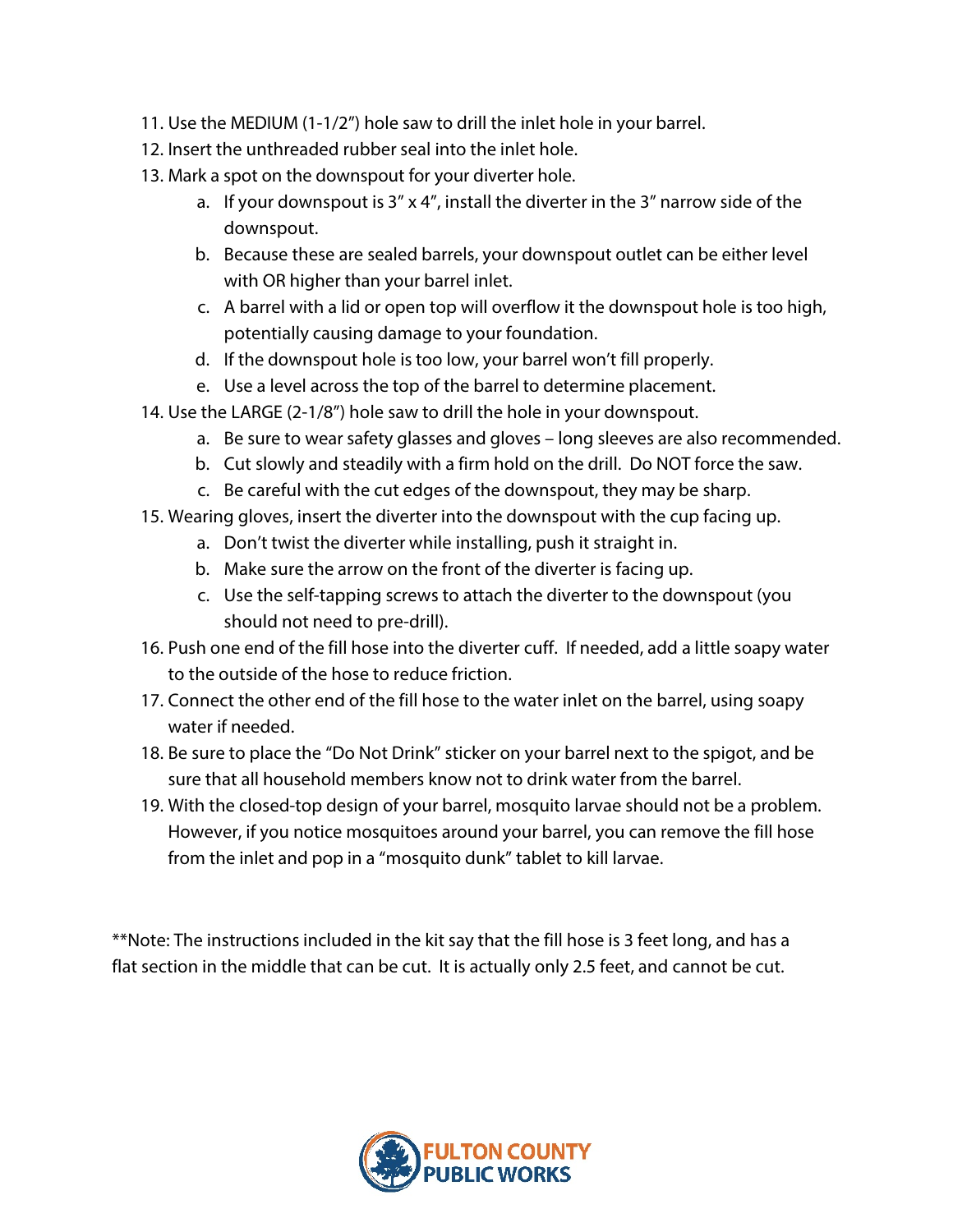11. Use the MEDIUM (1-1/2") hole saw to drill the inlet hole in your barrel.
12. Insert the unthreaded rubber seal into the inlet hole.
13. Mark a spot on the downspout for your diverter hole.
    a. If your downspout is 3" x 4", install the diverter in the 3" narrow side of the downspout.
    b. Because these are sealed barrels, your downspout outlet can be either level with OR higher than your barrel inlet.
    c. A barrel with a lid or open top will overflow it the downspout hole is too high, potentially causing damage to your foundation.
    d. If the downspout hole is too low, your barrel won't fill properly.
    e. Use a level across the top of the barrel to determine placement.
14. Use the LARGE (2-1/8") hole saw to drill the hole in your downspout.
    a. Be sure to wear safety glasses and gloves – long sleeves are also recommended.
    b. Cut slowly and steadily with a firm hold on the drill. Do NOT force the saw.
    c. Be careful with the cut edges of the downspout, they may be sharp.
15. Wearing gloves, insert the diverter into the downspout with the cup facing up.
    a. Don't twist the diverter while installing, push it straight in.
    b. Make sure the arrow on the front of the diverter is facing up.
    c. Use the self-tapping screws to attach the diverter to the downspout (you should not need to pre-drill).
16. Push one end of the fill hose into the diverter cuff. If needed, add a little soapy water to the outside of the hose to reduce friction.
17. Connect the other end of the fill hose to the water inlet on the barrel, using soapy water if needed.
18. Be sure to place the "Do Not Drink" sticker on your barrel next to the spigot, and be sure that all household members know not to drink water from the barrel.
19. With the closed-top design of your barrel, mosquito larvae should not be a problem. However, if you notice mosquitoes around your barrel, you can remove the fill hose from the inlet and pop in a "mosquito dunk" tablet to kill larvae.

**Note: The instructions included in the kit say that the fill hose is 3 feet long, and has a flat section in the middle that can be cut. It is actually only 2.5 feet, and cannot be cut.

FULTON COUNTY PUBLIC WORKS